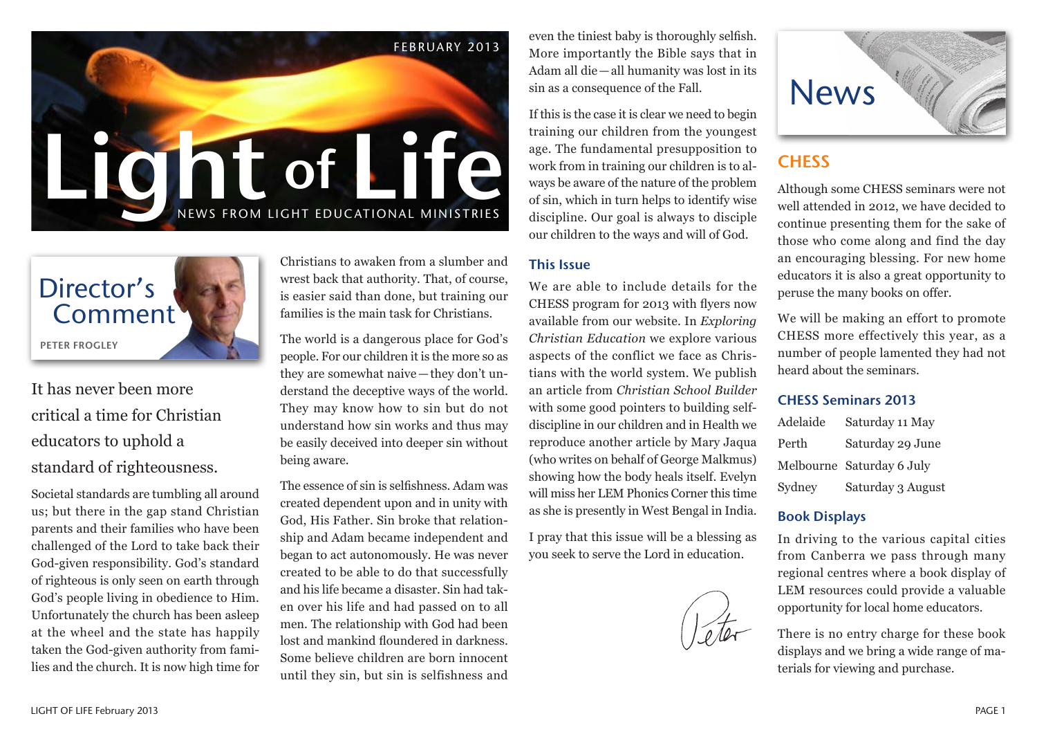FEBRUARY 2013

# Light of Life

NEWS FROM LIGHT EDUCATIONAL MINISTRIES

## Director's Comment

PETER FROGLEY

### It has never been more critical a time for Christian educators to uphold a standard of righteousness.

Societal standards are tumbling all around us; but there in the gap stand Christian parents and their families who have been challenged of the Lord to take back their God-given responsibility. God's standard of righteous is only seen on earth through God's people living in obedience to Him. Unfortunately the church has been asleep at the wheel and the state has happily taken the God-given authority from families and the church. It is now high time for Christians to awaken from a slumber and wrest back that authority. That, of course, is easier said than done, but training our families is the main task for Christians.

The world is a dangerous place for God's people. For our children it is the more so as they are somewhat naive—they don't understand the deceptive ways of the world. They may know how to sin but do not understand how sin works and thus may be easily deceived into deeper sin without being aware.

The essence of sin is selfishness. Adam was created dependent upon and in unity with God, His Father. Sin broke that relationship and Adam became independent and began to act autonomously. He was never created to be able to do that successfully and his life became a disaster. Sin had taken over his life and had passed on to all men. The relationship with God had been lost and mankind floundered in darkness. Some believe children are born innocent until they sin, but sin is selfishness and even the tiniest baby is thoroughly selfish. More importantly the Bible says that in Adam all die—all humanity was lost in its sin as a consequence of the Fall.

If this is the case it is clear we need to begin training our children from the youngest age. The fundamental presupposition to work from in training our children is to always be aware of the nature of the problem of sin, which in turn helps to identify wise discipline. Our goal is always to disciple our children to the ways and will of God.

### This Issue

We are able to include details for the CHESS program for 2013 with flyers now available from our website. In *Exploring Christian Education* we explore various aspects of the conflict we face as Christians with the world system. We publish an article from *Christian School Builder* with some good pointers to building self-discipline in our children and in Health we reproduce another article by Mary Jaqua (who writes on behalf of George Malkmus) showing how the body heals itself. Evelyn will miss her LEM Phonics Corner this time as she is presently in West Bengal in India.

I pray that this issue will be a blessing as you seek to serve the Lord in education.

Peter

## News

### CHESS

Although some CHESS seminars were not well attended in 2012, we have decided to continue presenting them for the sake of those who come along and find the day an encouraging blessing. For new home educators it is also a great opportunity to peruse the many books on offer.

We will be making an effort to promote CHESS more effectively this year, as a number of people lamented they had not heard about the seminars.

### CHESS Seminars 2013

| | |
|---|---|
| Adelaide | Saturday 11 May |
| Perth | Saturday 29 June |
| Melbourne | Saturday 6 July |
| Sydney | Saturday 3 August |

### Book Displays

In driving to the various capital cities from Canberra we pass through many regional centres where a book display of LEM resources could provide a valuable opportunity for local home educators.

There is no entry charge for these book displays and we bring a wide range of materials for viewing and purchase.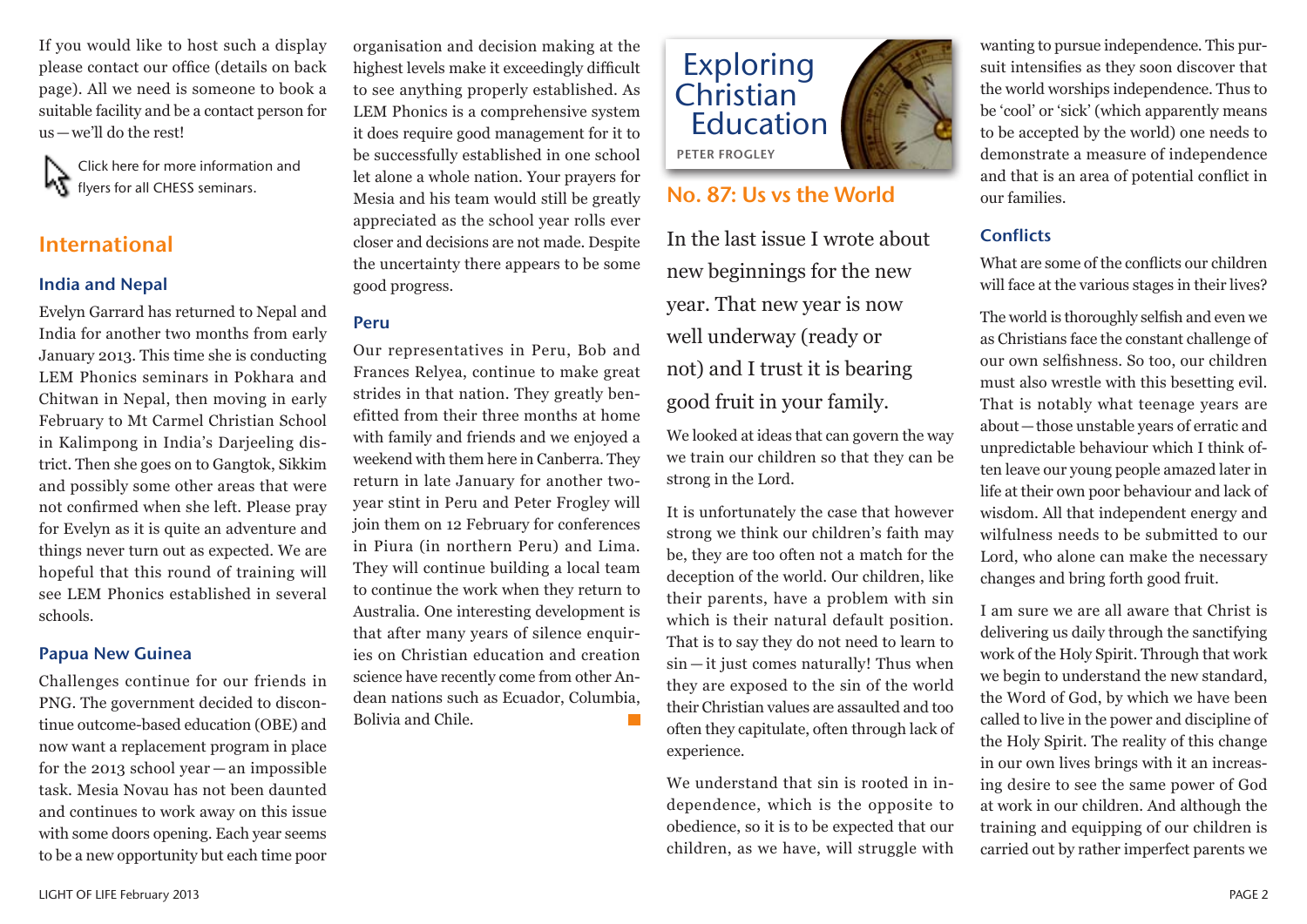If you would like to host such a display please contact our office (details on back page). All we need is someone to book a suitable facility and be a contact person for us—we'll do the rest!

Click here for more information and flyers for all CHESS seminars.

## International

### India and Nepal

Evelyn Garrard has returned to Nepal and India for another two months from early January 2013. This time she is conducting LEM Phonics seminars in Pokhara and Chitwan in Nepal, then moving in early February to Mt Carmel Christian School in Kalimpong in India's Darjeeling district. Then she goes on to Gangtok, Sikkim and possibly some other areas that were not confirmed when she left. Please pray for Evelyn as it is quite an adventure and things never turn out as expected. We are hopeful that this round of training will see LEM Phonics established in several schools.

### Papua New Guinea

Challenges continue for our friends in PNG. The government decided to discontinue outcome-based education (OBE) and now want a replacement program in place for the 2013 school year—an impossible task. Mesia Novau has not been daunted and continues to work away on this issue with some doors opening. Each year seems to be a new opportunity but each time poor organisation and decision making at the highest levels make it exceedingly difficult to see anything properly established. As LEM Phonics is a comprehensive system it does require good management for it to be successfully established in one school let alone a whole nation. Your prayers for Mesia and his team would still be greatly appreciated as the school year rolls ever closer and decisions are not made. Despite the uncertainty there appears to be some good progress.

### Peru

Our representatives in Peru, Bob and Frances Relyea, continue to make great strides in that nation. They greatly benefitted from their three months at home with family and friends and we enjoyed a weekend with them here in Canberra. They return in late January for another two-year stint in Peru and Peter Frogley will join them on 12 February for conferences in Piura (in northern Peru) and Lima. They will continue building a local team to continue the work when they return to Australia. One interesting development is that after many years of silence enquiries on Christian education and creation science have recently come from other Andean nations such as Ecuador, Columbia, Bolivia and Chile.

## Exploring Christian Education

PETER FROGLEY

## No. 87: Us vs the World

In the last issue I wrote about new beginnings for the new year. That new year is now well underway (ready or not) and I trust it is bearing good fruit in your family.

We looked at ideas that can govern the way we train our children so that they can be strong in the Lord.

It is unfortunately the case that however strong we think our children's faith may be, they are too often not a match for the deception of the world. Our children, like their parents, have a problem with sin which is their natural default position. That is to say they do not need to learn to sin—it just comes naturally! Thus when they are exposed to the sin of the world their Christian values are assaulted and too often they capitulate, often through lack of experience.

We understand that sin is rooted in independence, which is the opposite to obedience, so it is to be expected that our children, as we have, will struggle with wanting to pursue independence. This pursuit intensifies as they soon discover that the world worships independence. Thus to be 'cool' or 'sick' (which apparently means to be accepted by the world) one needs to demonstrate a measure of independence and that is an area of potential conflict in our families.

### Conflicts

What are some of the conflicts our children will face at the various stages in their lives?

The world is thoroughly selfish and even we as Christians face the constant challenge of our own selfishness. So too, our children must also wrestle with this besetting evil. That is notably what teenage years are about—those unstable years of erratic and unpredictable behaviour which I think often leave our young people amazed later in life at their own poor behaviour and lack of wisdom. All that independent energy and wilfulness needs to be submitted to our Lord, who alone can make the necessary changes and bring forth good fruit.

I am sure we are all aware that Christ is delivering us daily through the sanctifying work of the Holy Spirit. Through that work we begin to understand the new standard, the Word of God, by which we have been called to live in the power and discipline of the Holy Spirit. The reality of this change in our own lives brings with it an increasing desire to see the same power of God at work in our children. And although the training and equipping of our children is carried out by rather imperfect parents we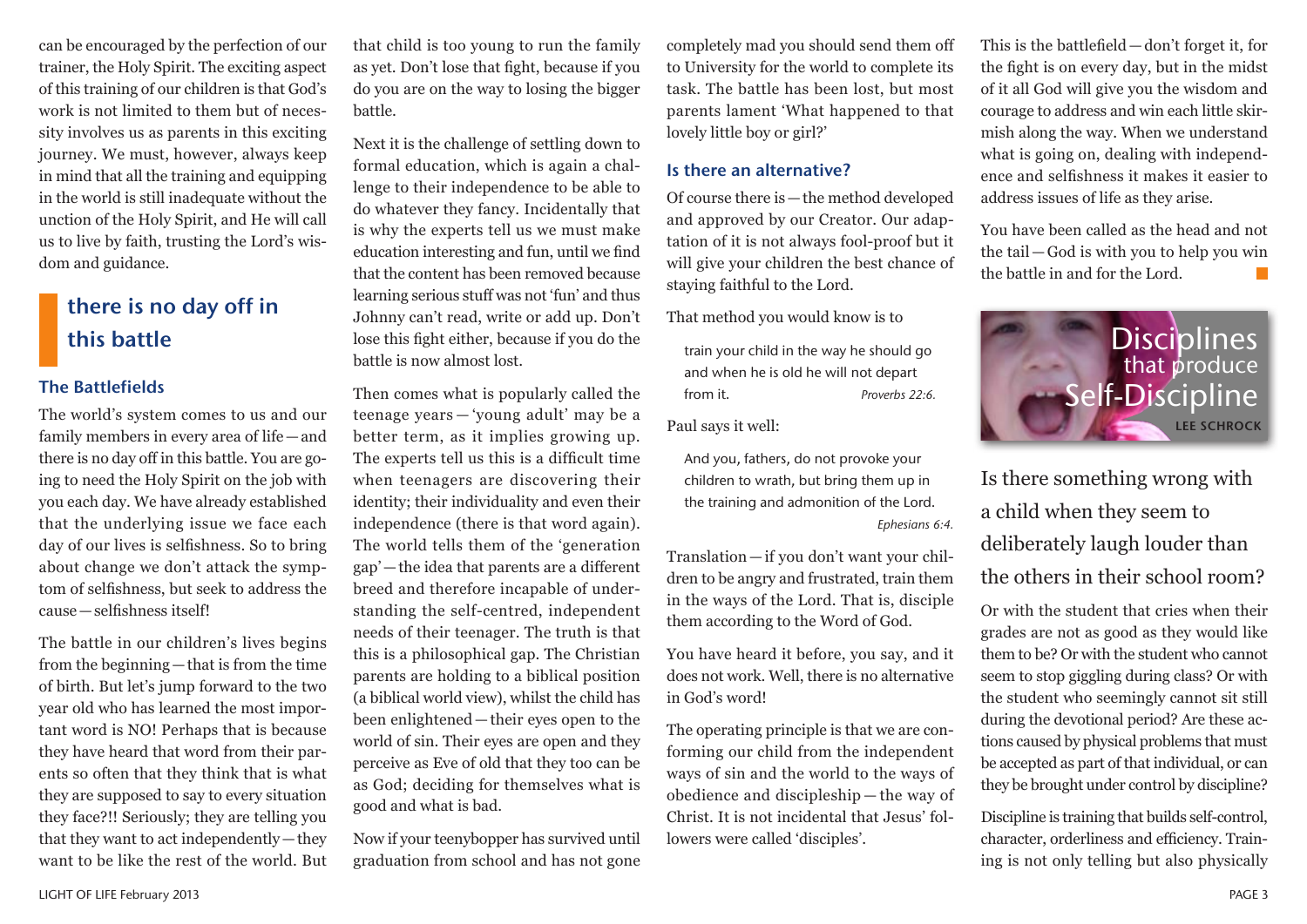can be encouraged by the perfection of our trainer, the Holy Spirit. The exciting aspect of this training of our children is that God's work is not limited to them but of necessity involves us as parents in this exciting journey. We must, however, always keep in mind that all the training and equipping in the world is still inadequate without the unction of the Holy Spirit, and He will call us to live by faith, trusting the Lord's wisdom and guidance.

## there is no day off in this battle

### The Battlefields

The world's system comes to us and our family members in every area of life — and there is no day off in this battle. You are going to need the Holy Spirit on the job with you each day. We have already established that the underlying issue we face each day of our lives is selfishness. So to bring about change we don't attack the symptom of selfishness, but seek to address the cause — selfishness itself!

The battle in our children's lives begins from the beginning — that is from the time of birth. But let's jump forward to the two year old who has learned the most important word is NO! Perhaps that is because they have heard that word from their parents so often that they think that is what they are supposed to say to every situation they face?!! Seriously; they are telling you that they want to act independently — they want to be like the rest of the world. But that child is too young to run the family as yet. Don't lose that fight, because if you do you are on the way to losing the bigger battle.

Next it is the challenge of settling down to formal education, which is again a challenge to their independence to be able to do whatever they fancy. Incidentally that is why the experts tell us we must make education interesting and fun, until we find that the content has been removed because learning serious stuff was not 'fun' and thus Johnny can't read, write or add up. Don't lose this fight either, because if you do the battle is now almost lost.

Then comes what is popularly called the teenage years — 'young adult' may be a better term, as it implies growing up. The experts tell us this is a difficult time when teenagers are discovering their identity; their individuality and even their independence (there is that word again). The world tells them of the 'generation gap' — the idea that parents are a different breed and therefore incapable of understanding the self-centred, independent needs of their teenager. The truth is that this is a philosophical gap. The Christian parents are holding to a biblical position (a biblical world view), whilst the child has been enlightened — their eyes open to the world of sin. Their eyes are open and they perceive as Eve of old that they too can be as God; deciding for themselves what is good and what is bad.

Now if your teenybopper has survived until graduation from school and has not gone completely mad you should send them off to University for the world to complete its task. The battle has been lost, but most parents lament 'What happened to that lovely little boy or girl?'

### Is there an alternative?

Of course there is — the method developed and approved by our Creator. Our adaptation of it is not always fool-proof but it will give your children the best chance of staying faithful to the Lord.

That method you would know is to

> train your child in the way he should go and when he is old he will not depart from it. *Proverbs 22:6.*

Paul says it well:

> And you, fathers, do not provoke your children to wrath, but bring them up in the training and admonition of the Lord. *Ephesians 6:4.*

Translation — if you don't want your children to be angry and frustrated, train them in the ways of the Lord. That is, disciple them according to the Word of God.

You have heard it before, you say, and it does not work. Well, there is no alternative in God's word!

The operating principle is that we are conforming our child from the independent ways of sin and the world to the ways of obedience and discipleship — the way of Christ. It is not incidental that Jesus' followers were called 'disciples'.

This is the battlefield — don't forget it, for the fight is on every day, but in the midst of it all God will give you the wisdom and courage to address and win each little skirmish along the way. When we understand what is going on, dealing with independence and selfishness it makes it easier to address issues of life as they arise.

You have been called as the head and not the tail — God is with you to help you win the battle in and for the Lord.

# Disciplines that produce Self-Discipline

LEE SCHROCK

Is there something wrong with a child when they seem to deliberately laugh louder than the others in their school room?

Or with the student that cries when their grades are not as good as they would like them to be? Or with the student who cannot seem to stop giggling during class? Or with the student who seemingly cannot sit still during the devotional period? Are these actions caused by physical problems that must be accepted as part of that individual, or can they be brought under control by discipline?

Discipline is training that builds self-control, character, orderliness and efficiency. Training is not only telling but also physically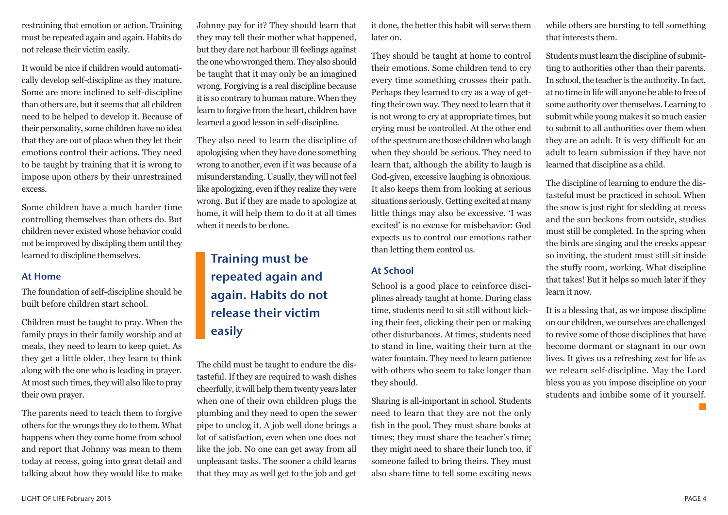restraining that emotion or action. Training must be repeated again and again. Habits do not release their victim easily.

It would be nice if children would automatically develop self-discipline as they mature. Some are more inclined to self-discipline than others are, but it seems that all children need to be helped to develop it. Because of their personality, some children have no idea that they are out of place when they let their emotions control their actions. They need to be taught by training that it is wrong to impose upon others by their unrestrained excess.

Some children have a much harder time controlling themselves than others do. But children never existed whose behavior could not be improved by discipling them until they learned to discipline themselves.

### At Home

The foundation of self-discipline should be built before children start school.

Children must be taught to pray. When the family prays in their family worship and at meals, they need to learn to keep quiet. As they get a little older, they learn to think along with the one who is leading in prayer. At most such times, they will also like to pray their own prayer.

The parents need to teach them to forgive others for the wrongs they do to them. What happens when they come home from school and report that Johnny was mean to them today at recess, going into great detail and talking about how they would like to make Johnny pay for it? They should learn that they may tell their mother what happened, but they dare not harbour ill feelings against the one who wronged them. They also should be taught that it may only be an imagined wrong. Forgiving is a real discipline because it is so contrary to human nature. When they learn to forgive from the heart, children have learned a good lesson in self-discipline.

They also need to learn the discipline of apologising when they have done something wrong to another, even if it was because of a misunderstanding. Usually, they will not feel like apologizing, even if they realize they were wrong. But if they are made to apologize at home, it will help them to do it at all times when it needs to be done.

> **Training must be repeated again and again. Habits do not release their victim easily**

The child must be taught to endure the distasteful. If they are required to wash dishes cheerfully, it will help them twenty years later when one of their own children plugs the plumbing and they need to open the sewer pipe to unclog it. A job well done brings a lot of satisfaction, even when one does not like the job. No one can get away from all unpleasant tasks. The sooner a child learns that they may as well get to the job and get it done, the better this habit will serve them later on.

They should be taught at home to control their emotions. Some children tend to cry every time something crosses their path. Perhaps they learned to cry as a way of getting their own way. They need to learn that it is not wrong to cry at appropriate times, but crying must be controlled. At the other end of the spectrum are those children who laugh when they should be serious. They need to learn that, although the ability to laugh is God-given, excessive laughing is obnoxious. It also keeps them from looking at serious situations seriously. Getting excited at many little things may also be excessive. 'I was excited' is no excuse for misbehavior: God expects us to control our emotions rather than letting them control us.

### At School

School is a good place to reinforce disciplines already taught at home. During class time, students need to sit still without kicking their feet, clicking their pen or making other disturbances. At times, students need to stand in line, waiting their turn at the water fountain. They need to learn patience with others who seem to take longer than they should.

Sharing is all-important in school. Students need to learn that they are not the only fish in the pool. They must share books at times; they must share the teacher's time; they might need to share their lunch too, if someone failed to bring theirs. They must also share time to tell some exciting news while others are bursting to tell something that interests them.

Students must learn the discipline of submitting to authorities other than their parents. In school, the teacher is the authority. In fact, at no time in life will anyone be able to free of some authority over themselves. Learning to submit while young makes it so much easier to submit to all authorities over them when they are an adult. It is very difficult for an adult to learn submission if they have not learned that discipline as a child.

The discipline of learning to endure the distasteful must be practiced in school. When the snow is just right for sledding at recess and the sun beckons from outside, studies must still be completed. In the spring when the birds are singing and the creeks appear so inviting, the student must still sit inside the stuffy room, working. What discipline that takes! But it helps so much later if they learn it now.

It is a blessing that, as we impose discipline on our children, we ourselves are challenged to revive some of those disciplines that have become dormant or stagnant in our own lives. It gives us a refreshing zest for life as we relearn self-discipline. May the Lord bless you as you impose discipline on your students and imbibe some of it yourself.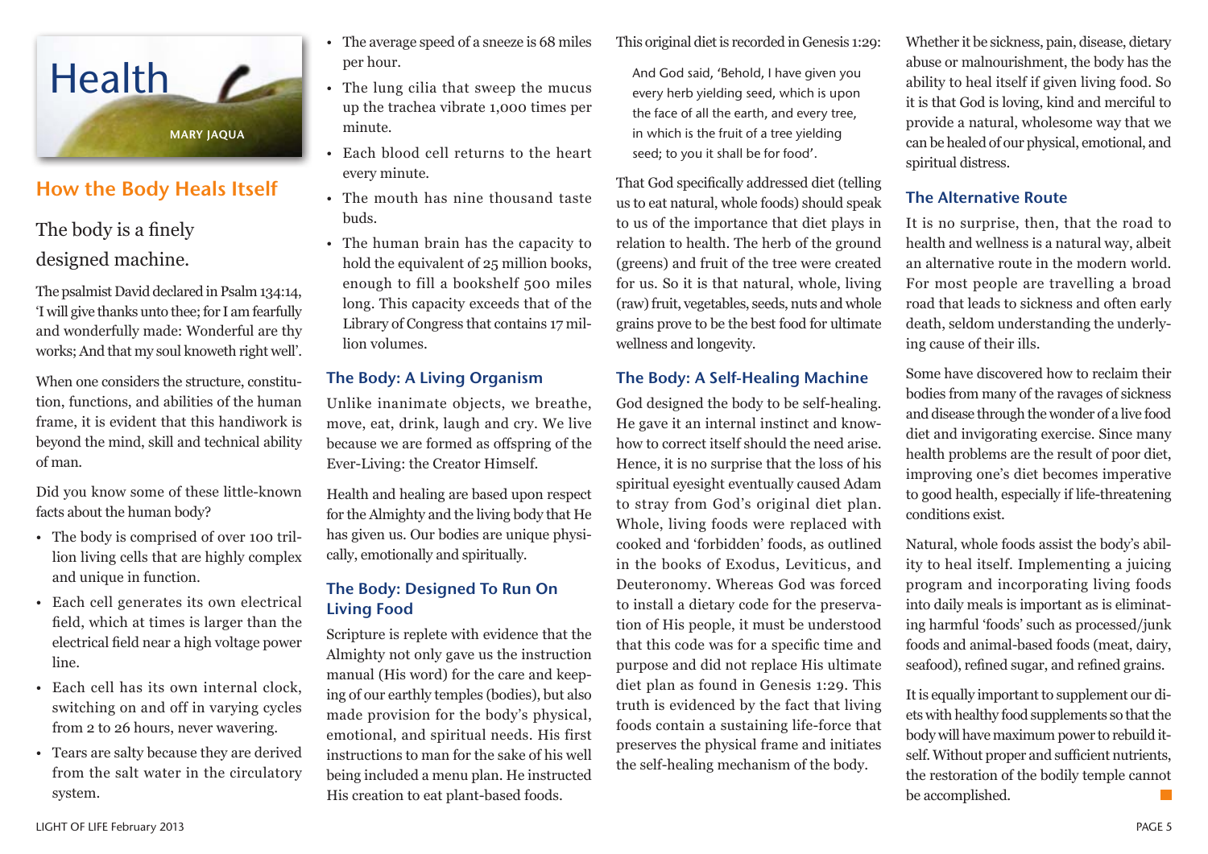# Health

MARY JAQUA

## How the Body Heals Itself

The body is a finely designed machine.

The psalmist David declared in Psalm 134:14, 'I will give thanks unto thee; for I am fearfully and wonderfully made: Wonderful are thy works; And that my soul knoweth right well'.

When one considers the structure, constitution, functions, and abilities of the human frame, it is evident that this handiwork is beyond the mind, skill and technical ability of man.

Did you know some of these little-known facts about the human body?

- The body is comprised of over 100 trillion living cells that are highly complex and unique in function.
- Each cell generates its own electrical field, which at times is larger than the electrical field near a high voltage power line.
- Each cell has its own internal clock, switching on and off in varying cycles from 2 to 26 hours, never wavering.
- Tears are salty because they are derived from the salt water in the circulatory system.
- The average speed of a sneeze is 68 miles per hour.
- The lung cilia that sweep the mucus up the trachea vibrate 1,000 times per minute.
- Each blood cell returns to the heart every minute.
- The mouth has nine thousand taste buds.
- The human brain has the capacity to hold the equivalent of 25 million books, enough to fill a bookshelf 500 miles long. This capacity exceeds that of the Library of Congress that contains 17 million volumes.

### The Body: A Living Organism

Unlike inanimate objects, we breathe, move, eat, drink, laugh and cry. We live because we are formed as offspring of the Ever-Living: the Creator Himself.

Health and healing are based upon respect for the Almighty and the living body that He has given us. Our bodies are unique physically, emotionally and spiritually.

### The Body: Designed To Run On Living Food

Scripture is replete with evidence that the Almighty not only gave us the instruction manual (His word) for the care and keeping of our earthly temples (bodies), but also made provision for the body's physical, emotional, and spiritual needs. His first instructions to man for the sake of his well being included a menu plan. He instructed His creation to eat plant-based foods. This original diet is recorded in Genesis 1:29:

> And God said, 'Behold, I have given you every herb yielding seed, which is upon the face of all the earth, and every tree, in which is the fruit of a tree yielding seed; to you it shall be for food'.

That God specifically addressed diet (telling us to eat natural, whole foods) should speak to us of the importance that diet plays in relation to health. The herb of the ground (greens) and fruit of the tree were created for us. So it is that natural, whole, living (raw) fruit, vegetables, seeds, nuts and whole grains prove to be the best food for ultimate wellness and longevity.

### The Body: A Self-Healing Machine

God designed the body to be self-healing. He gave it an internal instinct and know-how to correct itself should the need arise. Hence, it is no surprise that the loss of his spiritual eyesight eventually caused Adam to stray from God's original diet plan. Whole, living foods were replaced with cooked and 'forbidden' foods, as outlined in the books of Exodus, Leviticus, and Deuteronomy. Whereas God was forced to install a dietary code for the preservation of His people, it must be understood that this code was for a specific time and purpose and did not replace His ultimate diet plan as found in Genesis 1:29. This truth is evidenced by the fact that living foods contain a sustaining life-force that preserves the physical frame and initiates the self-healing mechanism of the body.

Whether it be sickness, pain, disease, dietary abuse or malnourishment, the body has the ability to heal itself if given living food. So it is that God is loving, kind and merciful to provide a natural, wholesome way that we can be healed of our physical, emotional, and spiritual distress.

### The Alternative Route

It is no surprise, then, that the road to health and wellness is a natural way, albeit an alternative route in the modern world. For most people are travelling a broad road that leads to sickness and often early death, seldom understanding the underlying cause of their ills.

Some have discovered how to reclaim their bodies from many of the ravages of sickness and disease through the wonder of a live food diet and invigorating exercise. Since many health problems are the result of poor diet, improving one's diet becomes imperative to good health, especially if life-threatening conditions exist.

Natural, whole foods assist the body's ability to heal itself. Implementing a juicing program and incorporating living foods into daily meals is important as is eliminating harmful 'foods' such as processed/junk foods and animal-based foods (meat, dairy, seafood), refined sugar, and refined grains.

It is equally important to supplement our diets with healthy food supplements so that the body will have maximum power to rebuild itself. Without proper and sufficient nutrients, the restoration of the bodily temple cannot be accomplished.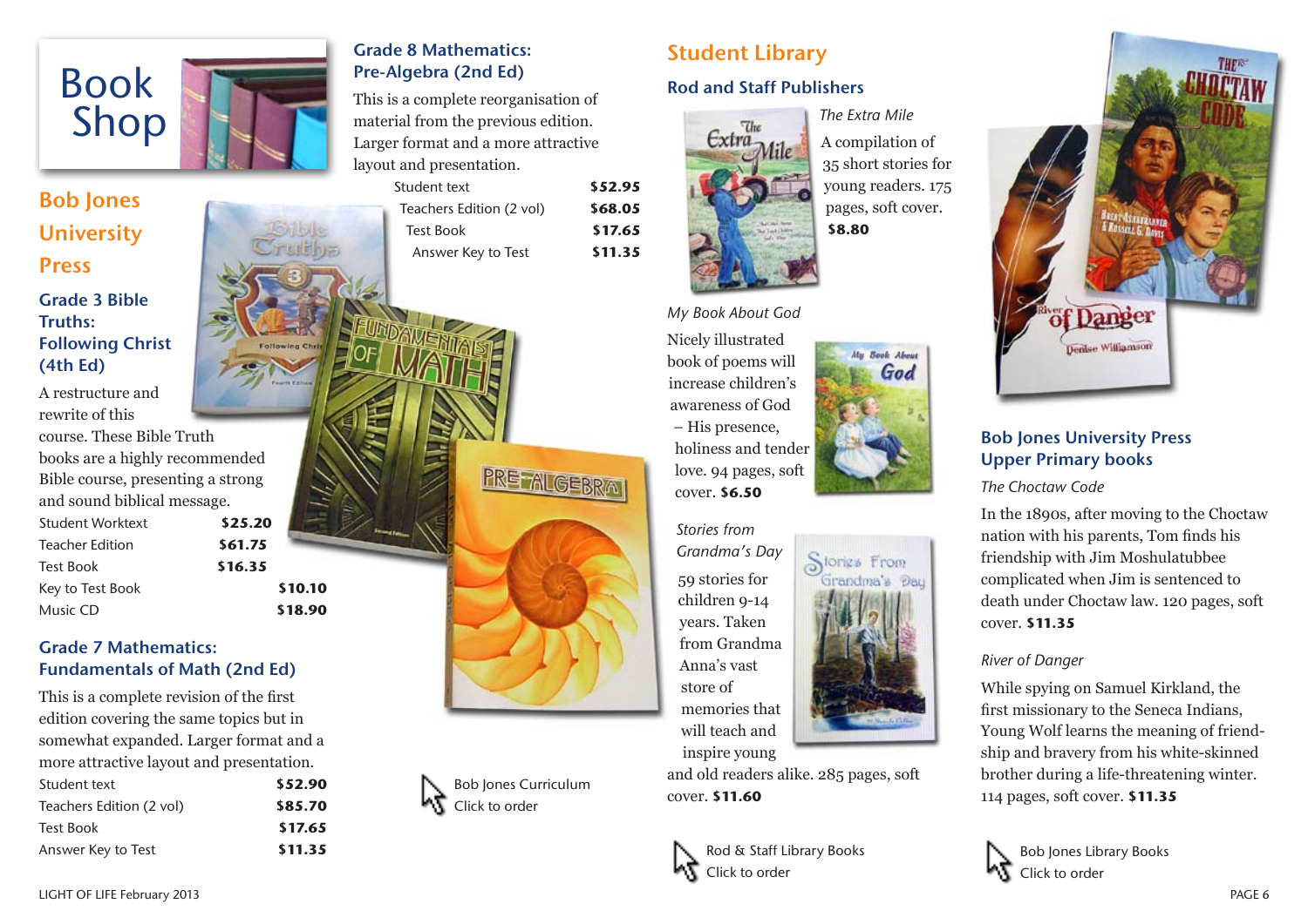# Book Shop

## Bob Jones University Press

### Grade 3 Bible Truths: Following Christ (4th Ed)

A restructure and rewrite of this course. These Bible Truth books are a highly recommended Bible course, presenting a strong and sound biblical message.

| | |
|---|---|
| Student Worktext | **$25.20** |
| Teacher Edition | **$61.75** |
| Test Book | **$16.35** |
| Key to Test Book | **$10.10** |
| Music CD | **$18.90** |

### Grade 7 Mathematics: Fundamentals of Math (2nd Ed)

This is a complete revision of the first edition covering the same topics but in somewhat expanded. Larger format and a more attractive layout and presentation.

| | |
|---|---|
| Student text | **$52.90** |
| Teachers Edition (2 vol) | **$85.70** |
| Test Book | **$17.65** |
| Answer Key to Test | **$11.35** |

### Grade 8 Mathematics: Pre-Algebra (2nd Ed)

This is a complete reorganisation of material from the previous edition. Larger format and a more attractive layout and presentation.

| | |
|---|---|
| Student text | **$52.95** |
| Teachers Edition (2 vol) | **$68.05** |
| Test Book | **$17.65** |
| Answer Key to Test | **$11.35** |

Bob Jones Curriculum
Click to order

## Student Library

### Rod and Staff Publishers

*The Extra Mile*

A compilation of 35 short stories for young readers. 175 pages, soft cover. **$8.80**

*My Book About God*

Nicely illustrated book of poems will increase children's awareness of God – His presence, holiness and tender love. 94 pages, soft cover. **$6.50**

*Stories from Grandma's Day*

59 stories for children 9-14 years. Taken from Grandma Anna's vast store of memories that will teach and inspire young and old readers alike. 285 pages, soft cover. **$11.60**

Rod & Staff Library Books
Click to order

### Bob Jones University Press Upper Primary books

*The Choctaw Code*

In the 1890s, after moving to the Choctaw nation with his parents, Tom finds his friendship with Jim Moshulatubbee complicated when Jim is sentenced to death under Choctaw law. 120 pages, soft cover. **$11.35**

*River of Danger*

While spying on Samuel Kirkland, the first missionary to the Seneca Indians, Young Wolf learns the meaning of friendship and bravery from his white-skinned brother during a life-threatening winter. 114 pages, soft cover. **$11.35**

Bob Jones Library Books
Click to order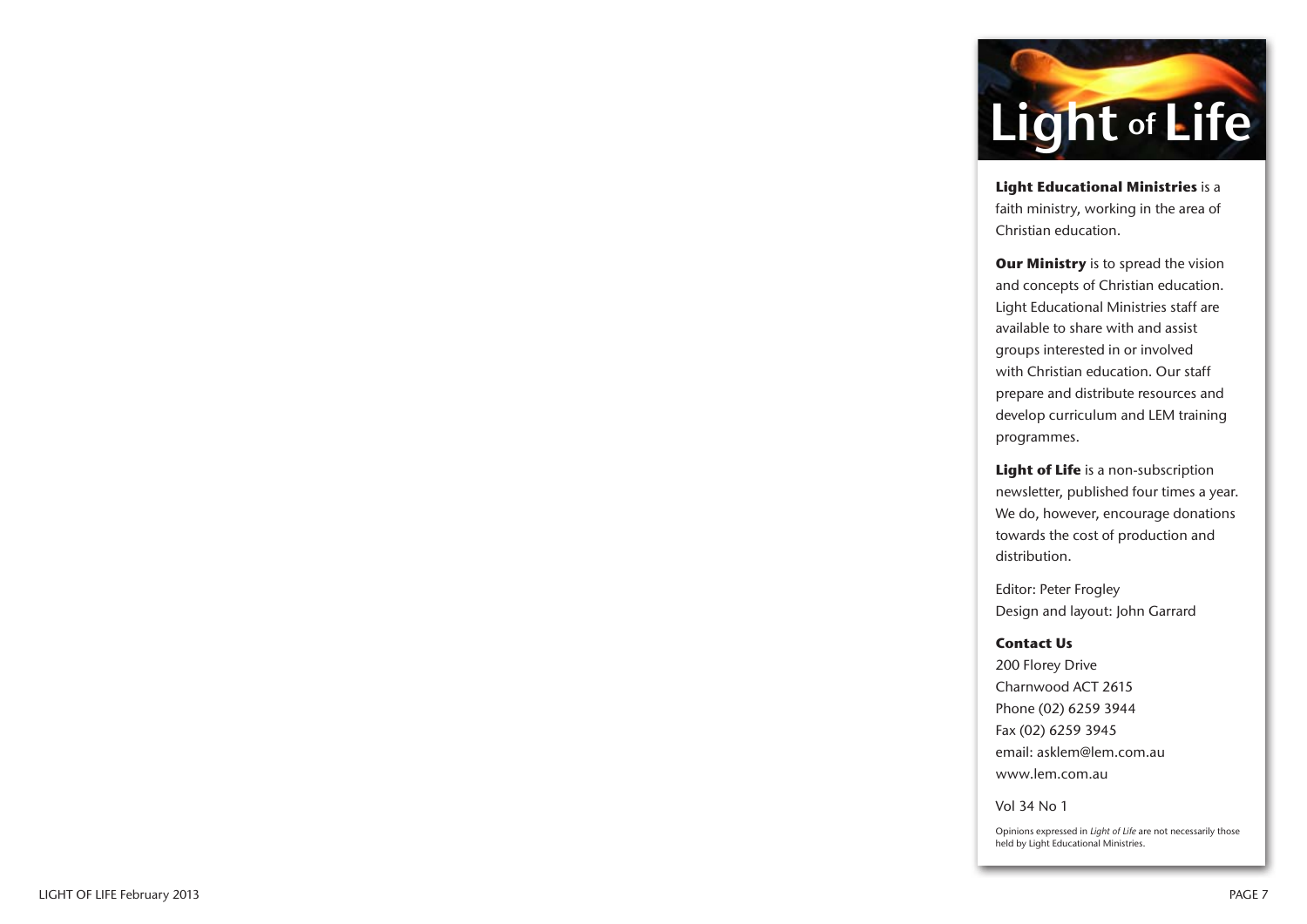# Light of Life

**Light Educational Ministries** is a faith ministry, working in the area of Christian education.

**Our Ministry** is to spread the vision and concepts of Christian education. Light Educational Ministries staff are available to share with and assist groups interested in or involved with Christian education. Our staff prepare and distribute resources and develop curriculum and LEM training programmes.

**Light of Life** is a non-subscription newsletter, published four times a year. We do, however, encourage donations towards the cost of production and distribution.

Editor: Peter Frogley
Design and layout: John Garrard

**Contact Us**
200 Florey Drive
Charnwood ACT 2615
Phone (02) 6259 3944
Fax (02) 6259 3945
email: asklem@lem.com.au
www.lem.com.au

Vol 34 No 1

Opinions expressed in *Light of Life* are not necessarily those held by Light Educational Ministries.